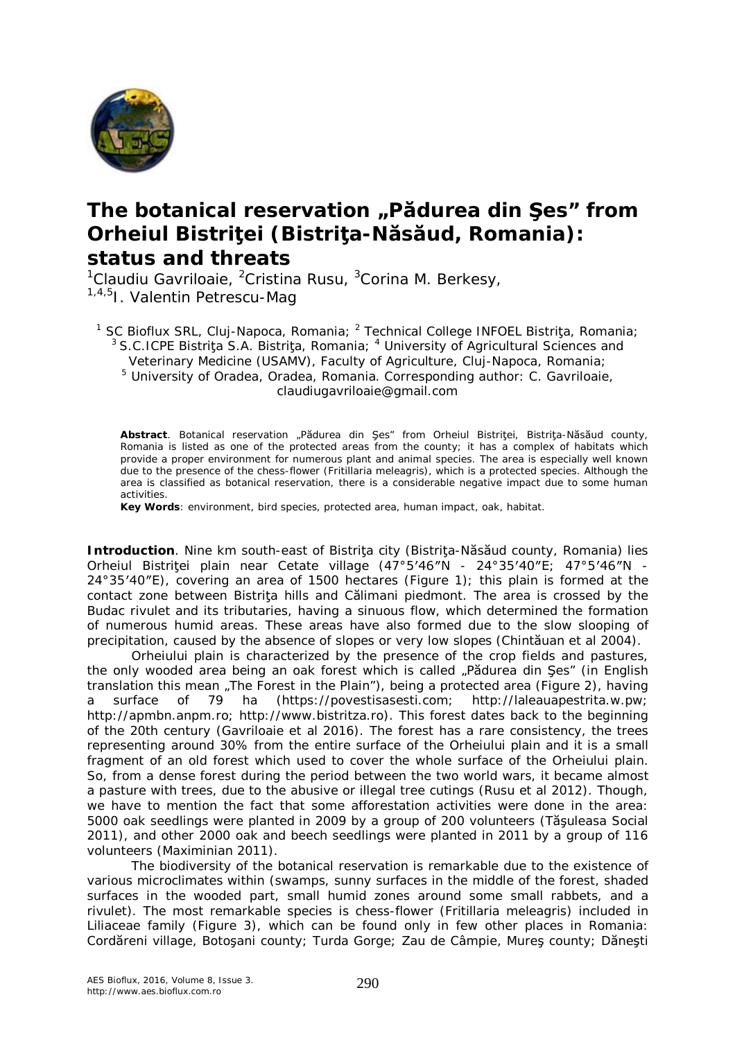# The botanical reservation „Pădurea din Şes" from Orheiul Bistriţei (Bistriţa-Năsăud, Romania): status and threats

[1]Claudiu Gavriloaie, [2]Cristina Rusu, [3]Corina M. Berkesy, [1,4,5]I. Valentin Petrescu-Mag

[1] SC Bioflux SRL, Cluj-Napoca, Romania; [2] Technical College INFOEL Bistriţa, Romania; [3] S.C.ICPE Bistriţa S.A. Bistriţa, Romania; [4] University of Agricultural Sciences and Veterinary Medicine (USAMV), Faculty of Agriculture, Cluj-Napoca, Romania; [5] University of Oradea, Oradea, Romania. Corresponding author: C. Gavriloaie, claudiugavriloaie@gmail.com

**Abstract**. Botanical reservation „Pădurea din Şes" from Orheiul Bistriţei, Bistriţa-Năsăud county, Romania is listed as one of the protected areas from the county; it has a complex of habitats which provide a proper environment for numerous plant and animal species. The area is especially well known due to the presence of the chess-flower (Fritillaria meleagris), which is a protected species. Although the area is classified as botanical reservation, there is a considerable negative impact due to some human activities.

**Key Words**: environment, bird species, protected area, human impact, oak, habitat.

**Introduction**. Nine km south-east of Bistriţa city (Bistriţa-Năsăud county, Romania) lies Orheiul Bistriţei plain near Cetate village (47°5′46″N - 24°35′40″E; 47°5′46″N - 24°35′40″E), covering an area of 1500 hectares (Figure 1); this plain is formed at the contact zone between Bistriţa hills and Călimani piedmont. The area is crossed by the Budac rivulet and its tributaries, having a sinuous flow, which determined the formation of numerous humid areas. These areas have also formed due to the slow slooping of precipitation, caused by the absence of slopes or very low slopes (Chintăuan et al 2004).

Orheiului plain is characterized by the presence of the crop fields and pastures, the only wooded area being an oak forest which is called „Pădurea din Şes" (in English translation this mean „The Forest in the Plain"), being a protected area (Figure 2), having a surface of 79 ha (https://povestisasesti.com; http://laleauapestrita.w.pw; http://apmbn.anpm.ro; http://www.bistritza.ro). This forest dates back to the beginning of the 20th century (Gavriloaie et al 2016). The forest has a rare consistency, the trees representing around 30% from the entire surface of the Orheiului plain and it is a small fragment of an old forest which used to cover the whole surface of the Orheiului plain. So, from a dense forest during the period between the two world wars, it became almost a pasture with trees, due to the abusive or illegal tree cutings (Rusu et al 2012). Though, we have to mention the fact that some afforestation activities were done in the area: 5000 oak seedlings were planted in 2009 by a group of 200 volunteers (Tăşuleasa Social 2011), and other 2000 oak and beech seedlings were planted in 2011 by a group of 116 volunteers (Maximinian 2011).

The biodiversity of the botanical reservation is remarkable due to the existence of various microclimates within (swamps, sunny surfaces in the middle of the forest, shaded surfaces in the wooded part, small humid zones around some small rabbets, and a rivulet). The most remarkable species is chess-flower (Fritillaria meleagris) included in Liliaceae family (Figure 3), which can be found only in few other places in Romania: Cordăreni village, Botoşani county; Turda Gorge; Zau de Câmpie, Mureş county; Dăneşti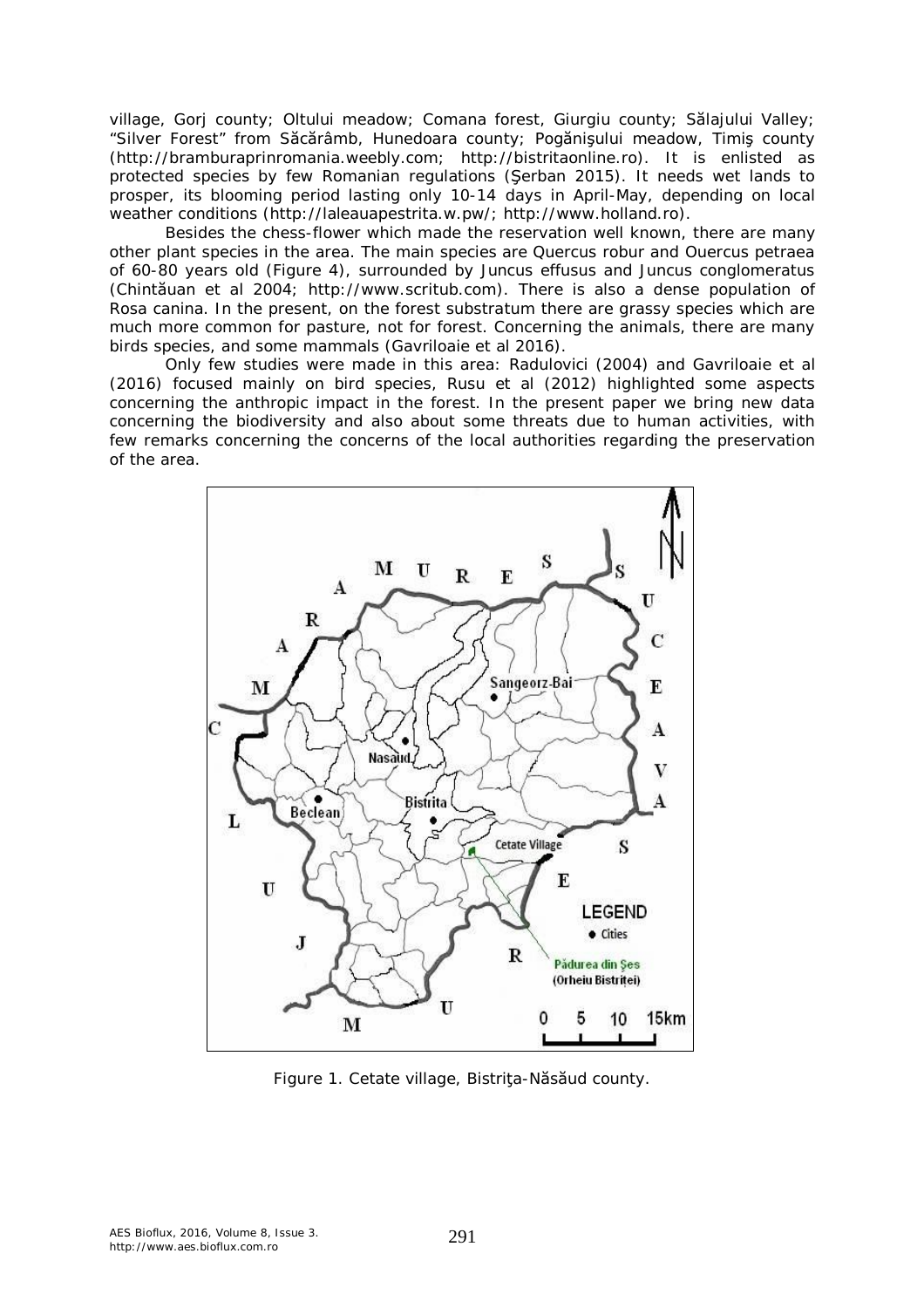village, Gorj county; Oltului meadow; Comana forest, Giurgiu county; Sălajului Valley; "Silver Forest" from Săcărâmb, Hunedoara county; Pogănişului meadow, Timiş county (http://bramburaprinromania.weebly.com; http://bistritaonline.ro). It is enlisted as protected species by few Romanian regulations (Şerban 2015). It needs wet lands to prosper, its blooming period lasting only 10-14 days in April-May, depending on local weather conditions (http://laleauapestrita.w.pw/; http://www.holland.ro).

Besides the chess-flower which made the reservation well known, there are many other plant species in the area. The main species are *Quercus robur* and *Ouercus petraea* of 60-80 years old (Figure 4), surrounded by *Juncus effusus* and *Juncus conglomeratus* (Chintăuan et al 2004; http://www.scritub.com). There is also a dense population of *Rosa canina*. In the present, on the forest substratum there are grassy species which are much more common for pasture, not for forest. Concerning the animals, there are many birds species, and some mammals (Gavriloaie et al 2016).

Only few studies were made in this area: Radulovici (2004) and Gavriloaie et al (2016) focused mainly on bird species, Rusu et al (2012) highlighted some aspects concerning the anthropic impact in the forest. In the present paper we bring new data concerning the biodiversity and also about some threats due to human activities, with few remarks concerning the concerns of the local authorities regarding the preservation of the area.

Figure 1. Cetate village, Bistriţa-Năsăud county.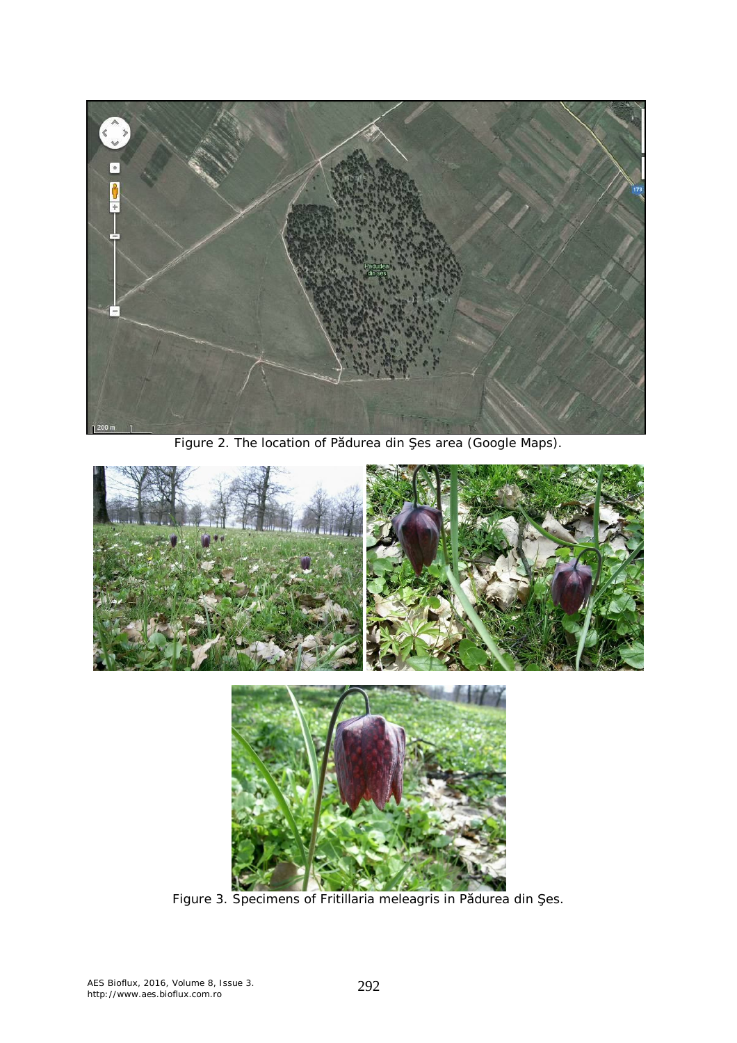Figure 2. The location of Pădurea din Şes area (Google Maps).

Figure 3. Specimens of *Fritillaria meleagris* in Pădurea din Şes.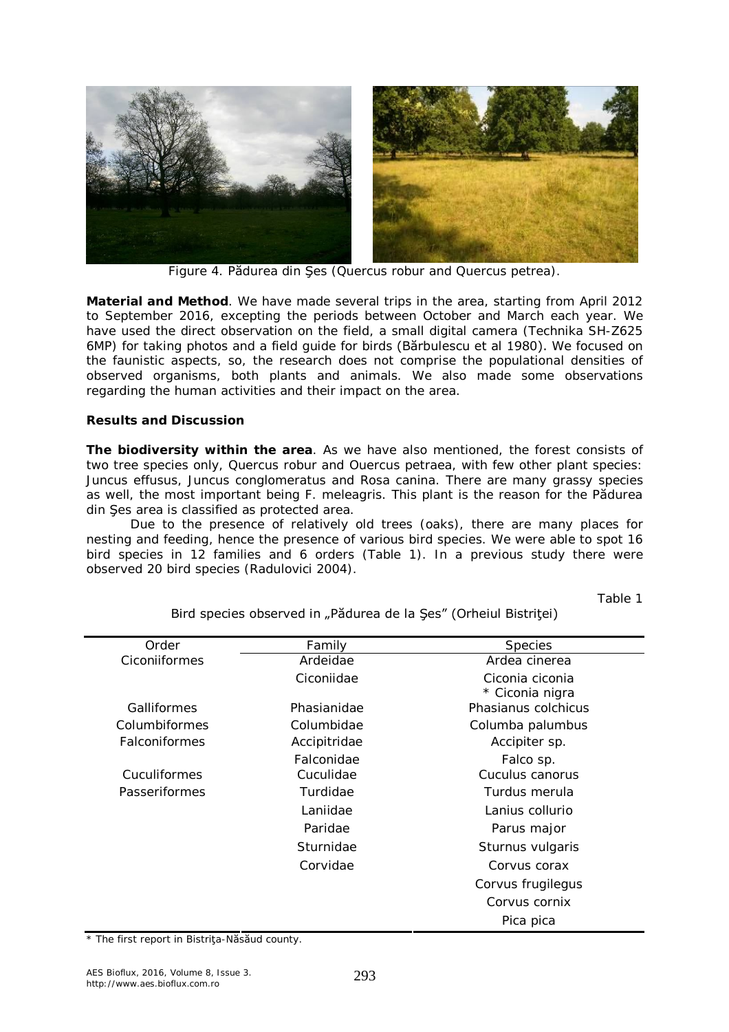Figure 4. Pădurea din Şes (Quercus robur and Quercus petrea).

**Material and Method**. We have made several trips in the area, starting from April 2012 to September 2016, excepting the periods between October and March each year. We have used the direct observation on the field, a small digital camera (Technika SH-Z625 6MP) for taking photos and a field guide for birds (Bărbulescu et al 1980). We focused on the faunistic aspects, so, the research does not comprise the populational densities of observed organisms, both plants and animals. We also made some observations regarding the human activities and their impact on the area.

**Results and Discussion**

**The biodiversity within the area**. As we have also mentioned, the forest consists of two tree species only, *Quercus robur* and *Ouercus petraea*, with few other plant species: *Juncus effusus*, *Juncus conglomeratus* and *Rosa canina*. There are many grassy species as well, the most important being *F. meleagris*. This plant is the reason for the Pădurea din Şes area is classified as protected area.

Due to the presence of relatively old trees (oaks), there are many places for nesting and feeding, hence the presence of various bird species. We were able to spot 16 bird species in 12 families and 6 orders (Table 1). In a previous study there were observed 20 bird species (Radulovici 2004).

Table 1

Bird species observed in „Pădurea de la Şes" (Orheiul Bistriţei)

| Order | Family | Species |
|---|---|---|
| Ciconiiformes | Ardeidae | *Ardea cinerea* |
| | Ciconiidae | *Ciconia ciconia* |
| | | * *Ciconia nigra* |
| Galliformes | Phasianidae | *Phasianus colchicus* |
| Columbiformes | Columbidae | *Columba palumbus* |
| Falconiformes | Accipitridae | *Accipiter* sp. |
| | Falconidae | *Falco* sp. |
| Cuculiformes | Cuculidae | *Cuculus canorus* |
| Passeriformes | Turdidae | *Turdus merula* |
| | Laniidae | *Lanius collurio* |
| | Paridae | *Parus major* |
| | Sturnidae | *Sturnus vulgaris* |
| | Corvidae | *Corvus corax* |
| | | *Corvus frugilegus* |
| | | *Corvus cornix* |
| | | *Pica pica* |

\* The first report in Bistriţa-Năsăud county.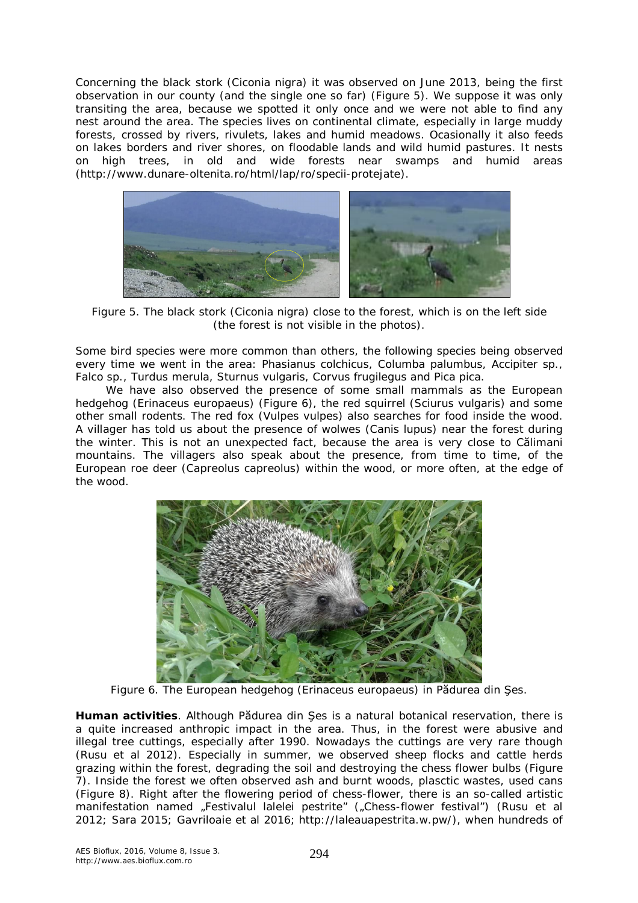Concerning the black stork (Ciconia nigra) it was observed on June 2013, being the first observation in our county (and the single one so far) (Figure 5). We suppose it was only transiting the area, because we spotted it only once and we were not able to find any nest around the area. The species lives on continental climate, especially in large muddy forests, crossed by rivers, rivulets, lakes and humid meadows. Ocasionally it also feeds on lakes borders and river shores, on floodable lands and wild humid pastures. It nests on high trees, in old and wide forests near swamps and humid areas (http://www.dunare-oltenita.ro/html/lap/ro/specii-protejate).

Figure 5. The black stork (Ciconia nigra) close to the forest, which is on the left side (the forest is not visible in the photos).

Some bird species were more common than others, the following species being observed every time we went in the area: Phasianus colchicus, Columba palumbus, Accipiter sp., Falco sp., Turdus merula, Sturnus vulgaris, Corvus frugilegus and Pica pica.

We have also observed the presence of some small mammals as the European hedgehog (Erinaceus europaeus) (Figure 6), the red squirrel (Sciurus vulgaris) and some other small rodents. The red fox (Vulpes vulpes) also searches for food inside the wood. A villager has told us about the presence of wolwes (Canis lupus) near the forest during the winter. This is not an unexpected fact, because the area is very close to Călimani mountains. The villagers also speak about the presence, from time to time, of the European roe deer (Capreolus capreolus) within the wood, or more often, at the edge of the wood.

Figure 6. The European hedgehog (Erinaceus europaeus) in Pădurea din Şes.

**Human activities**. Although Pădurea din Şes is a natural botanical reservation, there is a quite increased anthropic impact in the area. Thus, in the forest were abusive and illegal tree cuttings, especially after 1990. Nowadays the cuttings are very rare though (Rusu et al 2012). Especially in summer, we observed sheep flocks and cattle herds grazing within the forest, degrading the soil and destroying the chess flower bulbs (Figure 7). Inside the forest we often observed ash and burnt woods, plasctic wastes, used cans (Figure 8). Right after the flowering period of chess-flower, there is an so-called artistic manifestation named „Festivalul lalelei pestrite" („Chess-flower festival") (Rusu et al 2012; Sara 2015; Gavriloaie et al 2016; http://laleauapestrita.w.pw/), when hundreds of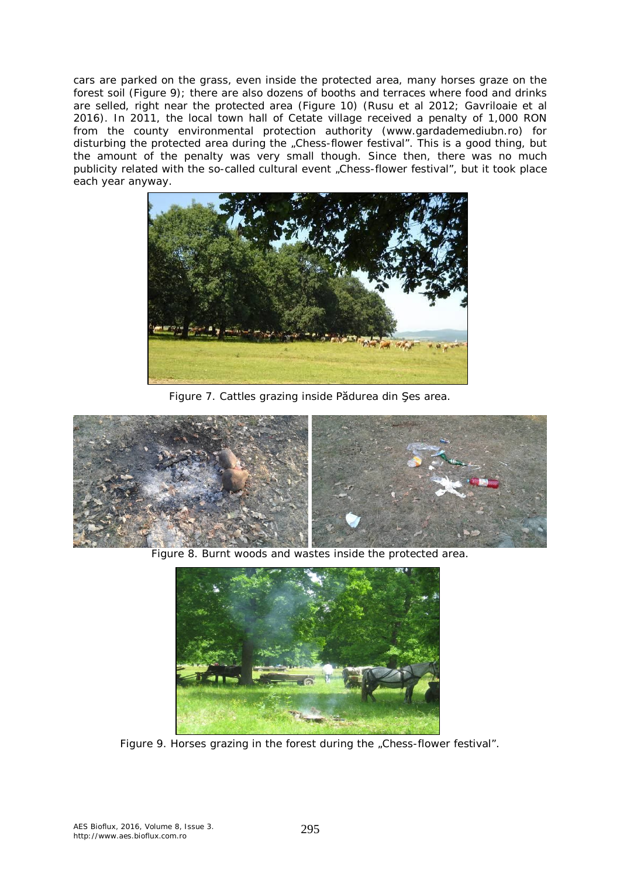cars are parked on the grass, even inside the protected area, many horses graze on the forest soil (Figure 9); there are also dozens of booths and terraces where food and drinks are selled, right near the protected area (Figure 10) (Rusu et al 2012; Gavriloaie et al 2016). In 2011, the local town hall of Cetate village received a penalty of 1,000 RON from the county environmental protection authority (www.gardademediubn.ro) for disturbing the protected area during the „Chess-flower festival". This is a good thing, but the amount of the penalty was very small though. Since then, there was no much publicity related with the so-called cultural event „Chess-flower festival", but it took place each year anyway.

Figure 7. Cattles grazing inside Pădurea din Şes area.

Figure 8. Burnt woods and wastes inside the protected area.

Figure 9. Horses grazing in the forest during the „Chess-flower festival".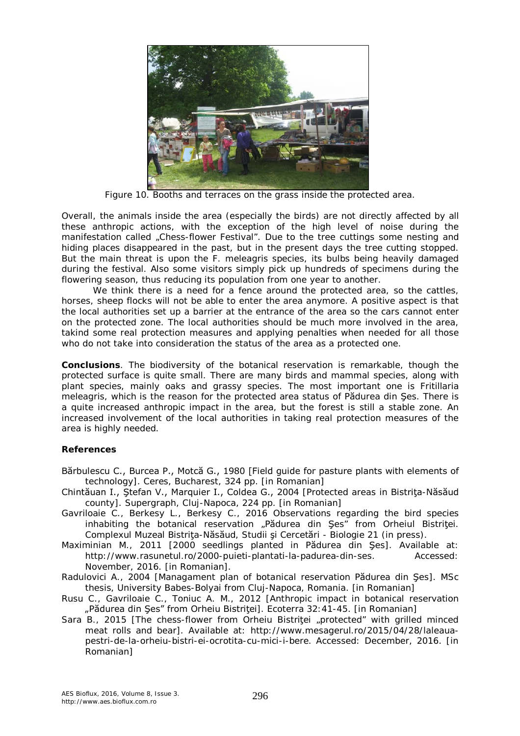Figure 10. Booths and terraces on the grass inside the protected area.

Overall, the animals inside the area (especially the birds) are not directly affected by all these anthropic actions, with the exception of the high level of noise during the manifestation called „Chess-flower Festival". Due to the tree cuttings some nesting and hiding places disappeared in the past, but in the present days the tree cutting stopped. But the main threat is upon the F. meleagris species, its bulbs being heavily damaged during the festival. Also some visitors simply pick up hundreds of specimens during the flowering season, thus reducing its population from one year to another.

We think there is a need for a fence around the protected area, so the cattles, horses, sheep flocks will not be able to enter the area anymore. A positive aspect is that the local authorities set up a barrier at the entrance of the area so the cars cannot enter on the protected zone. The local authorities should be much more involved in the area, takind some real protection measures and applying penalties when needed for all those who do not take into consideration the status of the area as a protected one.

**Conclusions**. The biodiversity of the botanical reservation is remarkable, though the protected surface is quite small. There are many birds and mammal species, along with plant species, mainly oaks and grassy species. The most important one is Fritillaria meleagris, which is the reason for the protected area status of Pădurea din Şes. There is a quite increased anthropic impact in the area, but the forest is still a stable zone. An increased involvement of the local authorities in taking real protection measures of the area is highly needed.

**References**

Bărbulescu C., Burcea P., Motcă G., 1980 [Field guide for pasture plants with elements of technology]. Ceres, Bucharest, 324 pp. [in Romanian]

Chintăuan I., Ştefan V., Marquier I., Coldea G., 2004 [Protected areas in Bistriţa-Năsăud county]. Supergraph, Cluj-Napoca, 224 pp. [in Romanian]

Gavriloaie C., Berkesy L., Berkesy C., 2016 Observations regarding the bird species inhabiting the botanical reservation „Pădurea din Şes" from Orheiul Bistriţei. Complexul Muzeal Bistriţa-Năsăud, Studii şi Cercetări - Biologie 21 (in press).

Maximinian M., 2011 [2000 seedlings planted in Pădurea din Şes]. Available at: http://www.rasunetul.ro/2000-puieti-plantati-la-padurea-din-ses. Accessed: November, 2016. [in Romanian].

Radulovici A., 2004 [Managament plan of botanical reservation Pădurea din Şes]. MSc thesis, University Babes-Bolyai from Cluj-Napoca, Romania. [in Romanian]

Rusu C., Gavriloaie C., Toniuc A. M., 2012 [Anthropic impact in botanical reservation „Pădurea din Şes" from Orheiu Bistriţei]. Ecoterra 32:41-45. [in Romanian]

Sara B., 2015 [The chess-flower from Orheiu Bistriţei „protected" with grilled minced meat rolls and bear]. Available at: http://www.mesagerul.ro/2015/04/28/laleaua-pestri-de-la-orheiu-bistri-ei-ocrotita-cu-mici-i-bere. Accessed: December, 2016. [in Romanian]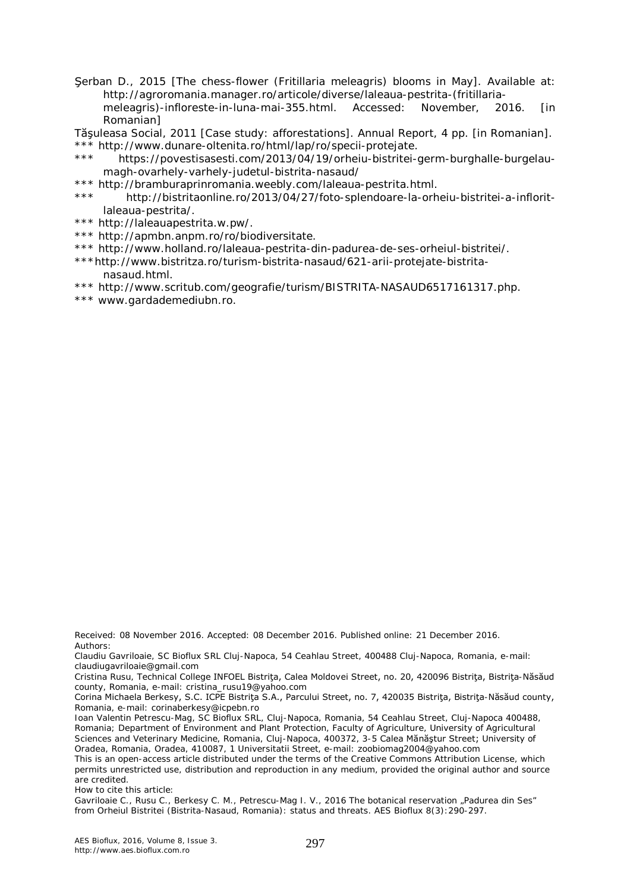Şerban D., 2015 [The chess-flower (Fritillaria meleagris) blooms in May]. Available at: http://agroromania.manager.ro/articole/diverse/laleaua-pestrita-(fritillaria-meleagris)-infloreste-in-luna-mai-355.html. Accessed: November, 2016. [in Romanian]

Tăşuleasa Social, 2011 [Case study: afforestations]. Annual Report, 4 pp. [in Romanian].

*** http://www.dunare-oltenita.ro/html/lap/ro/specii-protejate.

*** https://povestisasesti.com/2013/04/19/orheiu-bistritei-germ-burghalle-burgelau-magh-ovarhely-varhely-judetul-bistrita-nasaud/

*** http://bramburaprinromania.weebly.com/laleaua-pestrita.html.

*** http://bistritaonline.ro/2013/04/27/foto-splendoare-la-orheiu-bistritei-a-inflorit-laleaua-pestrita/.

*** http://laleauapestrita.w.pw/.

*** http://apmbn.anpm.ro/ro/biodiversitate.

*** http://www.holland.ro/laleaua-pestrita-din-padurea-de-ses-orheiul-bistritei/.

***http://www.bistritza.ro/turism-bistrita-nasaud/621-arii-protejate-bistrita-nasaud.html.

*** http://www.scritub.com/geografie/turism/BISTRITA-NASAUD6517161317.php.

*** www.gardademediubn.ro.

Received: 08 November 2016. Accepted: 08 December 2016. Published online: 21 December 2016.

Authors:

Claudiu Gavriloaie, SC Bioflux SRL Cluj-Napoca, 54 Ceahlau Street, 400488 Cluj-Napoca, Romania, e-mail: claudiugavriloaie@gmail.com

Cristina Rusu, Technical College INFOEL Bistriţa, Calea Moldovei Street, no. 20, 420096 Bistriţa, Bistriţa-Năsăud county, Romania, e-mail: cristina_rusu19@yahoo.com

Corina Michaela Berkesy, S.C. ICPE Bistriţa S.A., Parcului Street, no. 7, 420035 Bistriţa, Bistriţa-Năsăud county, Romania, e-mail: corinaberkesy@icpebn.ro

Ioan Valentin Petrescu-Mag, SC Bioflux SRL, Cluj-Napoca, Romania, 54 Ceahlau Street, Cluj-Napoca 400488, Romania; Department of Environment and Plant Protection, Faculty of Agriculture, University of Agricultural Sciences and Veterinary Medicine, Romania, Cluj-Napoca, 400372, 3-5 Calea Mănăştur Street; University of Oradea, Romania, Oradea, 410087, 1 Universitatii Street, e-mail: zoobiomag2004@yahoo.com

This is an open-access article distributed under the terms of the Creative Commons Attribution License, which permits unrestricted use, distribution and reproduction in any medium, provided the original author and source are credited.

How to cite this article:

Gavriloaie C., Rusu C., Berkesy C. M., Petrescu-Mag I. V., 2016 The botanical reservation „Padurea din Ses" from Orheiul Bistritei (Bistrita-Nasaud, Romania): status and threats. AES Bioflux 8(3):290-297.